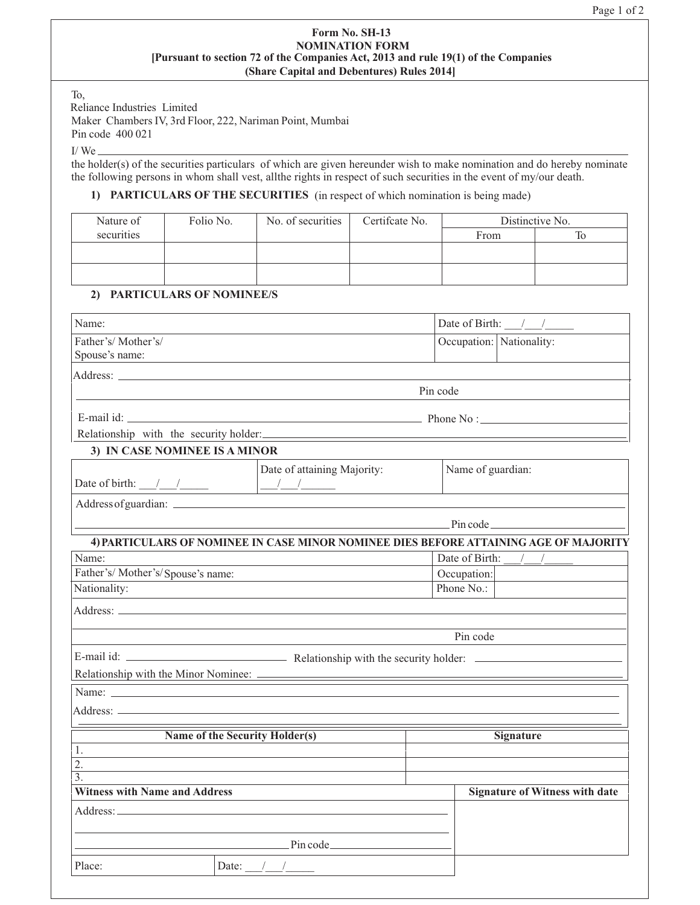**Form No. SH-13**
**NOMINATION FORM**
**[Pursuant to section 72 of the Companies Act, 2013 and rule 19(1) of the Companies (Share Capital and Debentures) Rules 2014]**

To,
Reliance Industries Limited
Maker Chambers IV, 3rd Floor, 222, Nariman Point, Mumbai
Pin code 400 021

I/ We ______________________________________________

the holder(s) of the securities particulars of which are given hereunder wish to make nomination and do hereby nominate the following persons in whom shall vest, allthe rights in respect of such securities in the event of my/our death.

**1) PARTICULARS OF THE SECURITIES** (in respect of which nomination is being made)

| Nature of securities | Folio No. | No. of securities | Certifcate No. | Distinctive No. | |
|---|---|---|---|---|---|
| | | | | From | To |
| | | | | | |
| | | | | | |

**2) PARTICULARS OF NOMINEE/S**

| Name: | Date of Birth: ___/___/_____ | |
|---|---|---|
| Father's/ Mother's/ Spouse's name: | Occupation: | Nationality: |

Address: ______________________________________________

Pin code

E-mail id: ______________________ Phone No : ______________________

Relationship with the security holder: ______________________

**3) IN CASE NOMINEE IS A MINOR**

| Date of birth: ___/___/_____ | Date of attaining Majority: ___/___/______ | Name of guardian: |
|---|---|---|

Address of guardian: ______________________________________________

Pin code ______________

**4) PARTICULARS OF NOMINEE IN CASE MINOR NOMINEE DIES BEFORE ATTAINING AGE OF MAJORITY**

| Name: | Date of Birth: ___/___/_____ | |
|---|---|---|
| Father's/ Mother's/ Spouse's name: | Occupation: | |
| Nationality: | Phone No.: | |

Address: ______________________________________________

Pin code

E-mail id: ______________________ Relationship with the security holder: ______________________

Relationship with the Minor Nominee: ______________________

Name: ______________________________________________

Address: ______________________________________________

| Name of the Security Holder(s) | Signature |
|---|---|
| 1. | |
| 2. | |
| 3. | |

| Witness with Name and Address | Signature of Witness with date |
|---|---|
| Address: ______________________ Pin code ______________ | |

| Place: | Date: ___/___/_____ |
|---|---|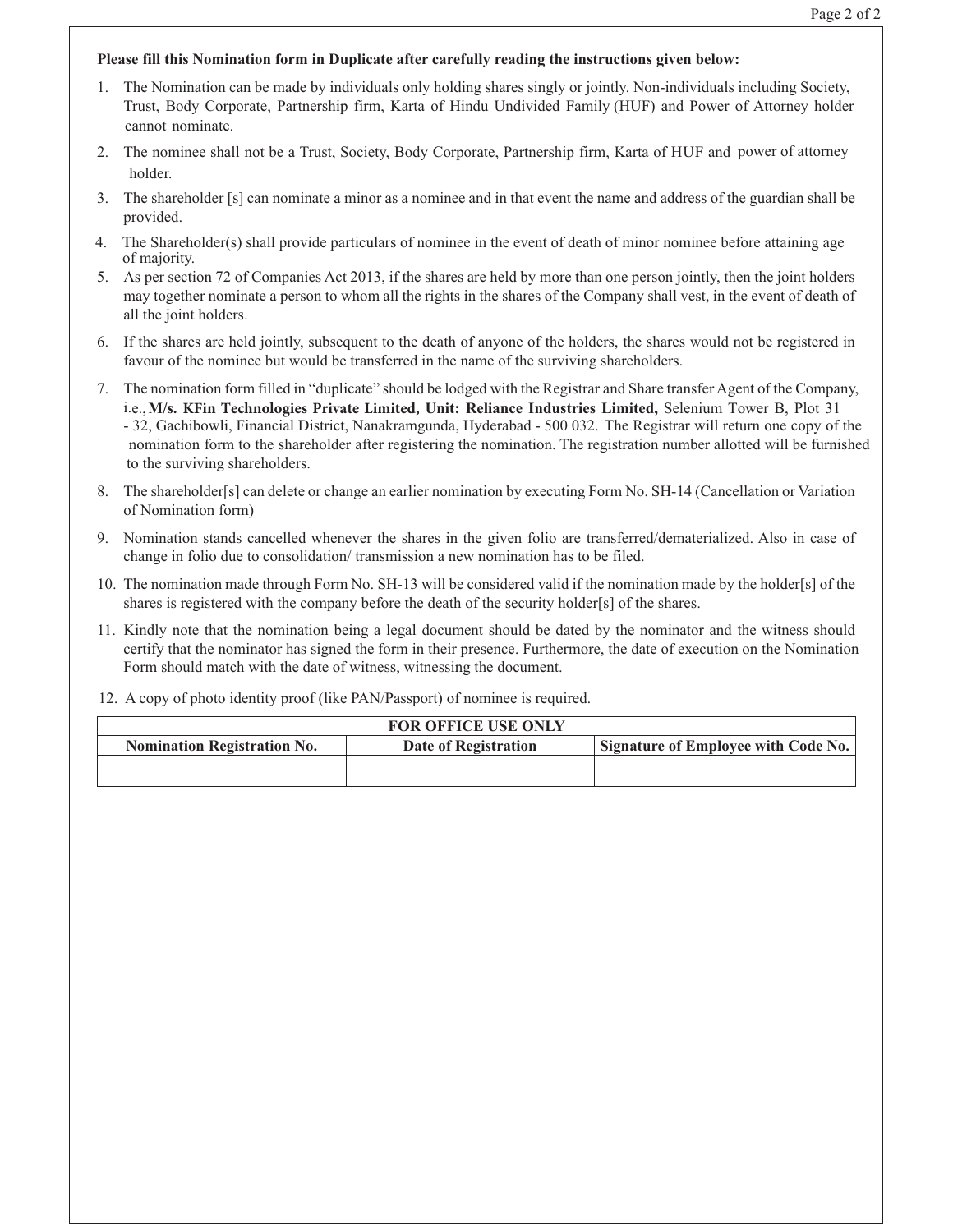**Please fill this Nomination form in Duplicate after carefully reading the instructions given below:**

1. The Nomination can be made by individuals only holding shares singly or jointly. Non-individuals including Society, Trust, Body Corporate, Partnership firm, Karta of Hindu Undivided Family (HUF) and Power of Attorney holder cannot nominate.
2. The nominee shall not be a Trust, Society, Body Corporate, Partnership firm, Karta of HUF and power of attorney holder.
3. The shareholder [s] can nominate a minor as a nominee and in that event the name and address of the guardian shall be provided.
4. The Shareholder(s) shall provide particulars of nominee in the event of death of minor nominee before attaining age of majority.
5. As per section 72 of Companies Act 2013, if the shares are held by more than one person jointly, then the joint holders may together nominate a person to whom all the rights in the shares of the Company shall vest, in the event of death of all the joint holders.
6. If the shares are held jointly, subsequent to the death of anyone of the holders, the shares would not be registered in favour of the nominee but would be transferred in the name of the surviving shareholders.
7. The nomination form filled in "duplicate" should be lodged with the Registrar and Share transfer Agent of the Company, i.e., **M/s. KFin Technologies Private Limited, Unit: Reliance Industries Limited,** Selenium Tower B, Plot 31 - 32, Gachibowli, Financial District, Nanakramgunda, Hyderabad - 500 032. The Registrar will return one copy of the nomination form to the shareholder after registering the nomination. The registration number allotted will be furnished to the surviving shareholders.
8. The shareholder[s] can delete or change an earlier nomination by executing Form No. SH-14 (Cancellation or Variation of Nomination form)
9. Nomination stands cancelled whenever the shares in the given folio are transferred/dematerialized. Also in case of change in folio due to consolidation/ transmission a new nomination has to be filed.
10. The nomination made through Form No. SH-13 will be considered valid if the nomination made by the holder[s] of the shares is registered with the company before the death of the security holder[s] of the shares.
11. Kindly note that the nomination being a legal document should be dated by the nominator and the witness should certify that the nominator has signed the form in their presence. Furthermore, the date of execution on the Nomination Form should match with the date of witness, witnessing the document.
12. A copy of photo identity proof (like PAN/Passport) of nominee is required.

| FOR OFFICE USE ONLY | | |
|---|---|---|
| **Nomination Registration No.** | **Date of Registration** | **Signature of Employee with Code No.** |
| | | |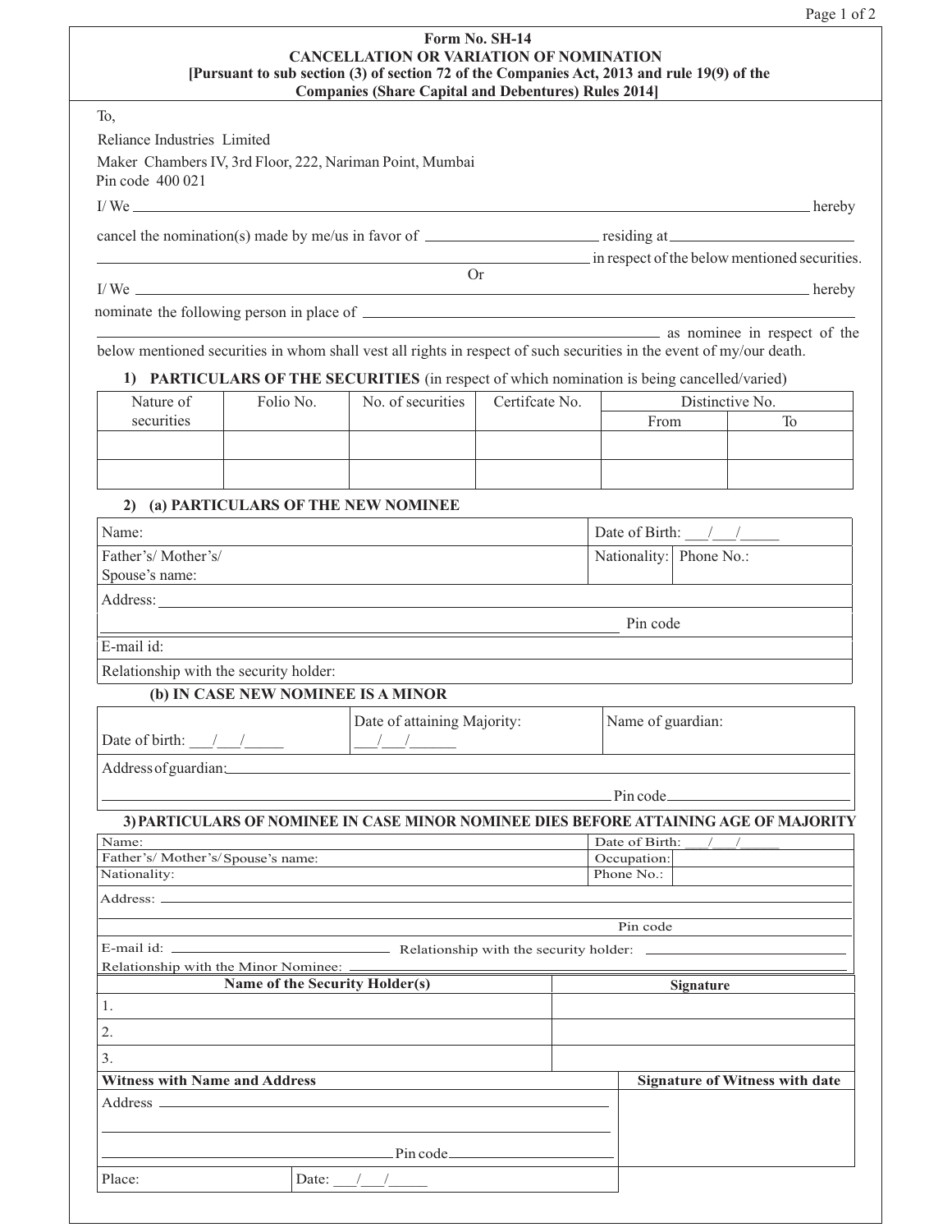**Form No. SH-14**

**CANCELLATION OR VARIATION OF NOMINATION**

**[Pursuant to sub section (3) of section 72 of the Companies Act, 2013 and rule 19(9) of the Companies (Share Capital and Debentures) Rules 2014]**

To,

Reliance Industries Limited

Maker Chambers IV, 3rd Floor, 222, Nariman Point, Mumbai

Pin code 400 021

I/ We ______________________________________________ hereby

cancel the nomination(s) made by me/us in favor of ____________ residing at ____________

______________________________________________ in respect of the below mentioned securities.

Or

I/ We ______________________________________________ hereby

nominate the following person in place of ______________________________________________

______________________________________________ as nominee in respect of the below mentioned securities in whom shall vest all rights in respect of such securities in the event of my/our death.

**1) PARTICULARS OF THE SECURITIES** (in respect of which nomination is being cancelled/varied)

| Nature of securities | Folio No. | No. of securities | Certifcate No. | Distinctive No. | |
|---|---|---|---|---|---|
| | | | | From | To |
| | | | | | |
| | | | | | |

**2) (a) PARTICULARS OF THE NEW NOMINEE**

| | | |
|---|---|---|
| Name: | Date of Birth: ___/___/_____ | |
| Father's/ Mother's/ Spouse's name: | Nationality: | Phone No.: |
| Address: | | |
| Pin code | | |
| E-mail id: | | |
| Relationship with the security holder: | | |

**(b) IN CASE NEW NOMINEE IS A MINOR**

| | | |
|---|---|---|
| Date of birth: ___/___/_____ | Date of attaining Majority: ___/___/_____ | Name of guardian: |
| Address of guardian: | | |
| Pin code | | |

**3) PARTICULARS OF NOMINEE IN CASE MINOR NOMINEE DIES BEFORE ATTAINING AGE OF MAJORITY**

| | | |
|---|---|---|
| Name: | Date of Birth: ___/___/_____ | |
| Father's/ Mother's/Spouse's name: | Occupation: | |
| Nationality: | Phone No.: | |
| Address: | | |
| Pin code | | |
| E-mail id: | Relationship with the security holder: | |
| Relationship with the Minor Nominee: | | |

| Name of the Security Holder(s) | Signature |
|---|---|
| 1. | |
| 2. | |
| 3. | |

| Witness with Name and Address | Signature of Witness with date |
|---|---|
| Address | |
| Pin code | |
| Place: | Date: ___/___/_____ |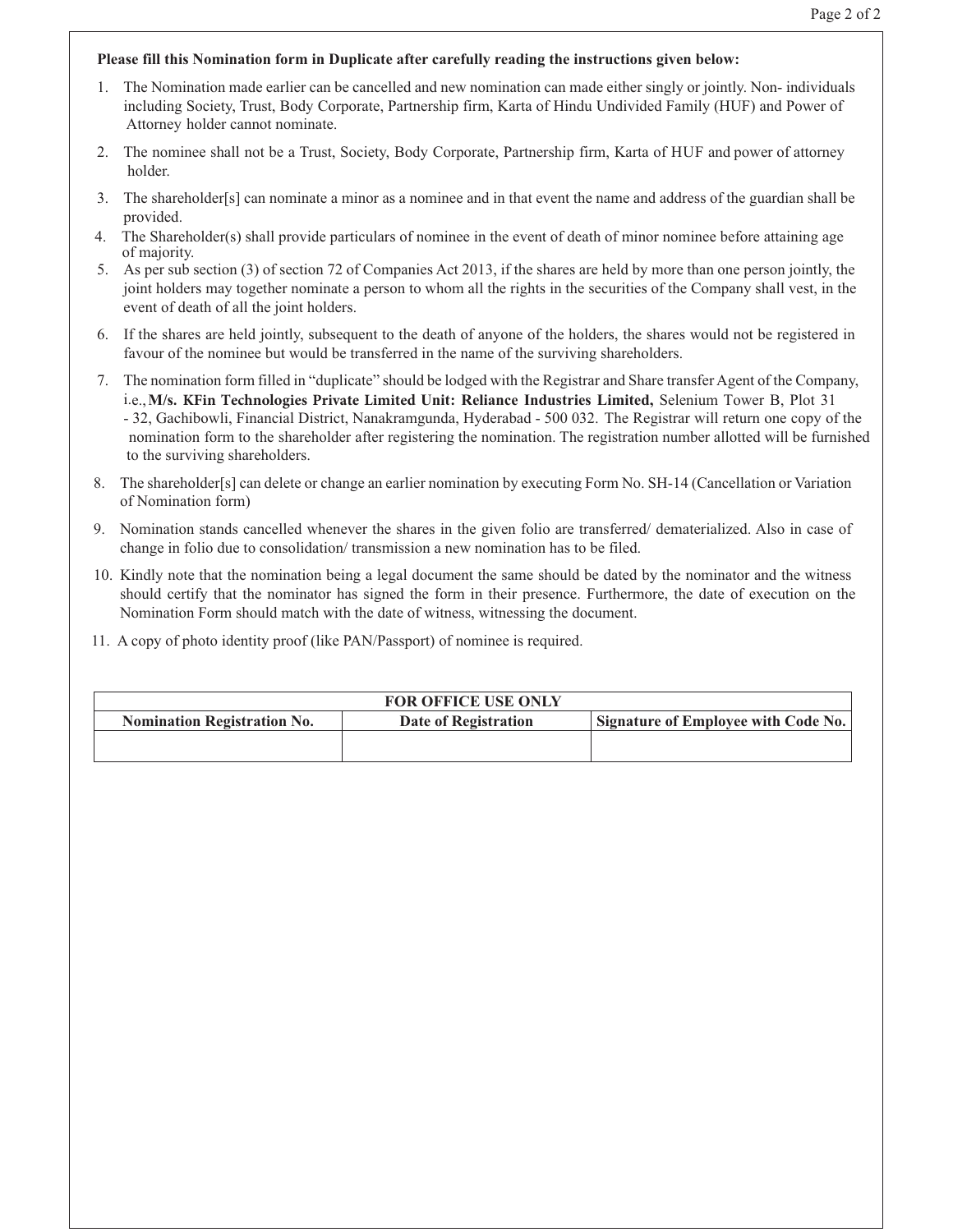**Please fill this Nomination form in Duplicate after carefully reading the instructions given below:**

1. The Nomination made earlier can be cancelled and new nomination can made either singly or jointly. Non- individuals including Society, Trust, Body Corporate, Partnership firm, Karta of Hindu Undivided Family (HUF) and Power of Attorney holder cannot nominate.
2. The nominee shall not be a Trust, Society, Body Corporate, Partnership firm, Karta of HUF and power of attorney holder.
3. The shareholder[s] can nominate a minor as a nominee and in that event the name and address of the guardian shall be provided.
4. The Shareholder(s) shall provide particulars of nominee in the event of death of minor nominee before attaining age of majority.
5. As per sub section (3) of section 72 of Companies Act 2013, if the shares are held by more than one person jointly, the joint holders may together nominate a person to whom all the rights in the securities of the Company shall vest, in the event of death of all the joint holders.
6. If the shares are held jointly, subsequent to the death of anyone of the holders, the shares would not be registered in favour of the nominee but would be transferred in the name of the surviving shareholders.
7. The nomination form filled in "duplicate" should be lodged with the Registrar and Share transfer Agent of the Company, i.e., **M/s. KFin Technologies Private Limited Unit: Reliance Industries Limited,** Selenium Tower B, Plot 31 - 32, Gachibowli, Financial District, Nanakramgunda, Hyderabad - 500 032. The Registrar will return one copy of the nomination form to the shareholder after registering the nomination. The registration number allotted will be furnished to the surviving shareholders.
8. The shareholder[s] can delete or change an earlier nomination by executing Form No. SH-14 (Cancellation or Variation of Nomination form)
9. Nomination stands cancelled whenever the shares in the given folio are transferred/ dematerialized. Also in case of change in folio due to consolidation/ transmission a new nomination has to be filed.
10. Kindly note that the nomination being a legal document the same should be dated by the nominator and the witness should certify that the nominator has signed the form in their presence. Furthermore, the date of execution on the Nomination Form should match with the date of witness, witnessing the document.
11. A copy of photo identity proof (like PAN/Passport) of nominee is required.

| FOR OFFICE USE ONLY | | |
|---|---|---|
| **Nomination Registration No.** | **Date of Registration** | **Signature of Employee with Code No.** |
| | | |